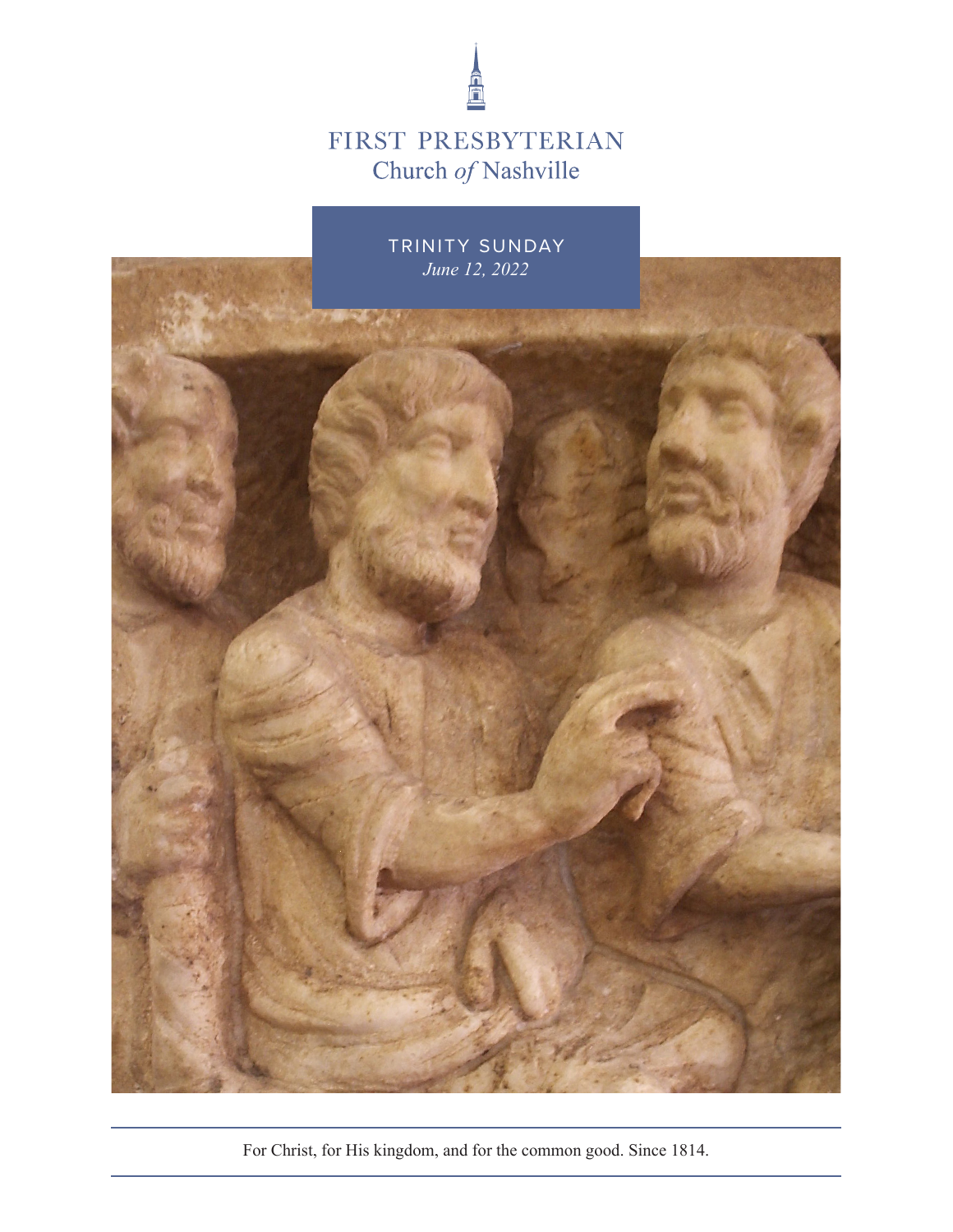# FIRST PRESBYTERIAN
## Church *of* Nashville

### TRINITY SUNDAY
*June 12, 2022*

For Christ, for His kingdom, and for the common good. Since 1814.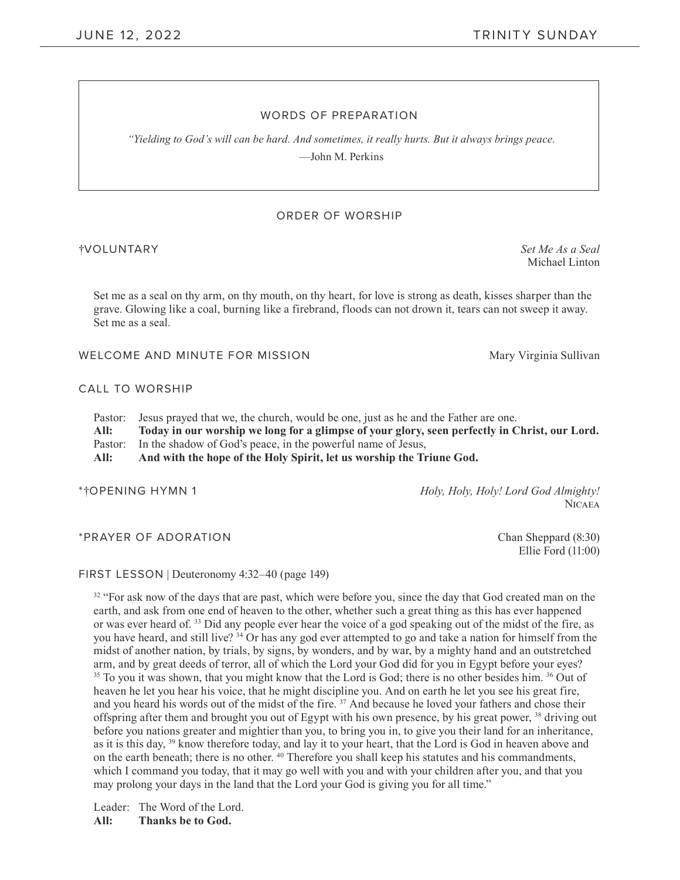## WORDS OF PREPARATION

*"Yielding to God's will can be hard. And sometimes, it really hurts. But it always brings peace.*

—John M. Perkins

## ORDER OF WORSHIP

†VOLUNTARY *Set Me As a Seal*
Michael Linton

Set me as a seal on thy arm, on thy mouth, on thy heart, for love is strong as death, kisses sharper than the grave. Glowing like a coal, burning like a firebrand, floods can not drown it, tears can not sweep it away. Set me as a seal.

WELCOME AND MINUTE FOR MISSION Mary Virginia Sullivan

CALL TO WORSHIP

Pastor: Jesus prayed that we, the church, would be one, just as he and the Father are one.
**All: Today in our worship we long for a glimpse of your glory, seen perfectly in Christ, our Lord.**
Pastor: In the shadow of God's peace, in the powerful name of Jesus,
**All: And with the hope of the Holy Spirit, let us worship the Triune God.**

*†OPENING HYMN 1 *Holy, Holy, Holy! Lord God Almighty!*
NICAEA

*PRAYER OF ADORATION Chan Sheppard (8:30)
Ellie Ford (11:00)

FIRST LESSON | Deuteronomy 4:32–40 (page 149)

[32] "For ask now of the days that are past, which were before you, since the day that God created man on the earth, and ask from one end of heaven to the other, whether such a great thing as this has ever happened or was ever heard of. [33] Did any people ever hear the voice of a god speaking out of the midst of the fire, as you have heard, and still live? [34] Or has any god ever attempted to go and take a nation for himself from the midst of another nation, by trials, by signs, by wonders, and by war, by a mighty hand and an outstretched arm, and by great deeds of terror, all of which the Lord your God did for you in Egypt before your eyes? [35] To you it was shown, that you might know that the Lord is God; there is no other besides him. [36] Out of heaven he let you hear his voice, that he might discipline you. And on earth he let you see his great fire, and you heard his words out of the midst of the fire. [37] And because he loved your fathers and chose their offspring after them and brought you out of Egypt with his own presence, by his great power, [38] driving out before you nations greater and mightier than you, to bring you in, to give you their land for an inheritance, as it is this day, [39] know therefore today, and lay it to your heart, that the Lord is God in heaven above and on the earth beneath; there is no other. [40] Therefore you shall keep his statutes and his commandments, which I command you today, that it may go well with you and with your children after you, and that you may prolong your days in the land that the Lord your God is giving you for all time."

Leader: The Word of the Lord.
**All: Thanks be to God.**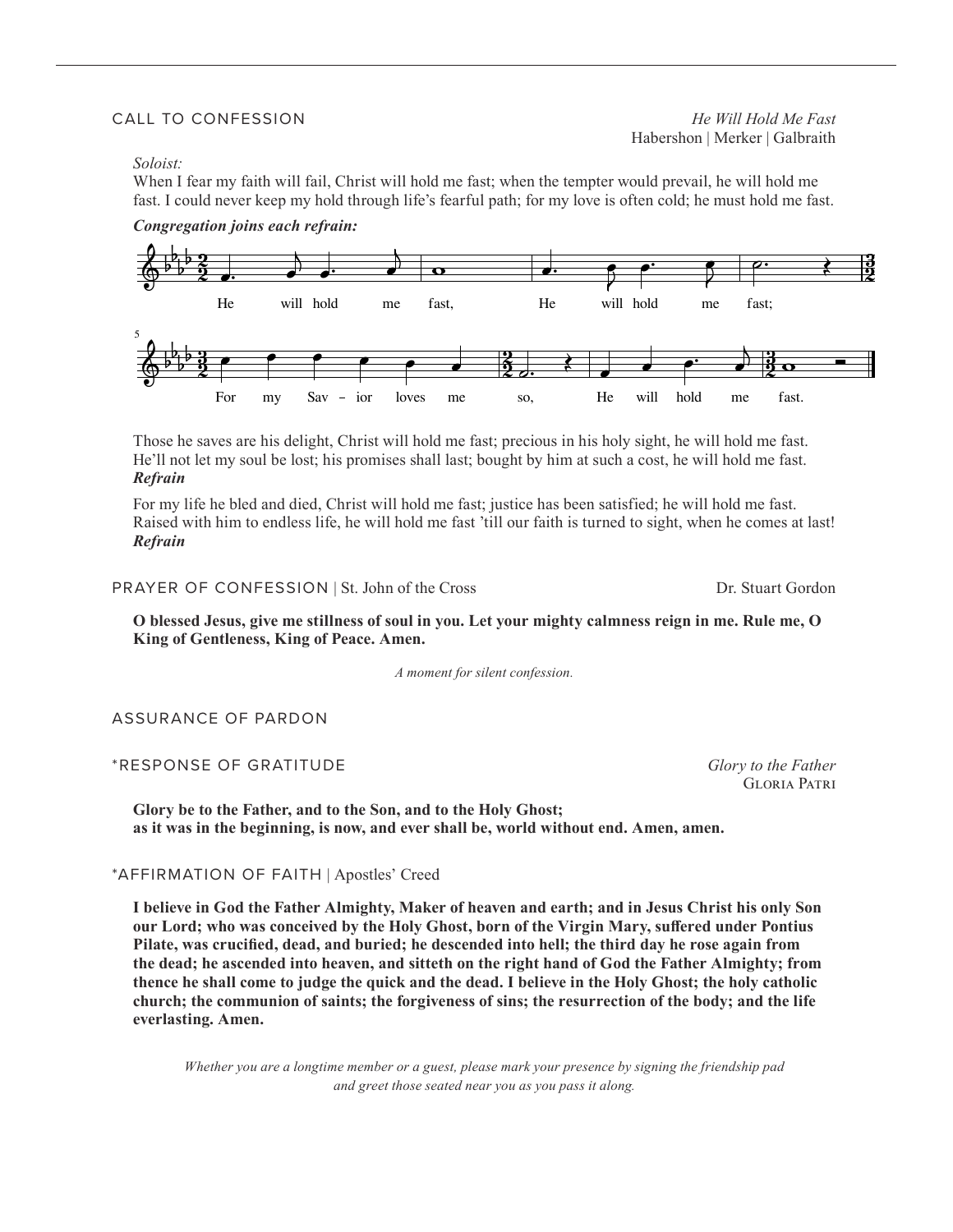CALL TO CONFESSION *He Will Hold Me Fast*
Habershon | Merker | Galbraith

*Soloist:*
When I fear my faith will fail, Christ will hold me fast; when the tempter would prevail, he will hold me fast. I could never keep my hold through life's fearful path; for my love is often cold; he must hold me fast.

***Congregation joins each refrain:***

He will hold me fast, He will hold me fast; For my Savior loves me so, He will hold me fast.

Those he saves are his delight, Christ will hold me fast; precious in his holy sight, he will hold me fast. He'll not let my soul be lost; his promises shall last; bought by him at such a cost, he will hold me fast.
***Refrain***

For my life he bled and died, Christ will hold me fast; justice has been satisfied; he will hold me fast. Raised with him to endless life, he will hold me fast 'till our faith is turned to sight, when he comes at last!
***Refrain***

PRAYER OF CONFESSION | St. John of the Cross — Dr. Stuart Gordon

**O blessed Jesus, give me stillness of soul in you. Let your mighty calmness reign in me. Rule me, O King of Gentleness, King of Peace. Amen.**

*A moment for silent confession.*

ASSURANCE OF PARDON

*RESPONSE OF GRATITUDE *Glory to the Father*
GLORIA PATRI

**Glory be to the Father, and to the Son, and to the Holy Ghost;**
**as it was in the beginning, is now, and ever shall be, world without end. Amen, amen.**

*AFFIRMATION OF FAITH | Apostles' Creed

**I believe in God the Father Almighty, Maker of heaven and earth; and in Jesus Christ his only Son our Lord; who was conceived by the Holy Ghost, born of the Virgin Mary, suffered under Pontius Pilate, was crucified, dead, and buried; he descended into hell; the third day he rose again from the dead; he ascended into heaven, and sitteth on the right hand of God the Father Almighty; from thence he shall come to judge the quick and the dead. I believe in the Holy Ghost; the holy catholic church; the communion of saints; the forgiveness of sins; the resurrection of the body; and the life everlasting. Amen.**

*Whether you are a longtime member or a guest, please mark your presence by signing the friendship pad and greet those seated near you as you pass it along.*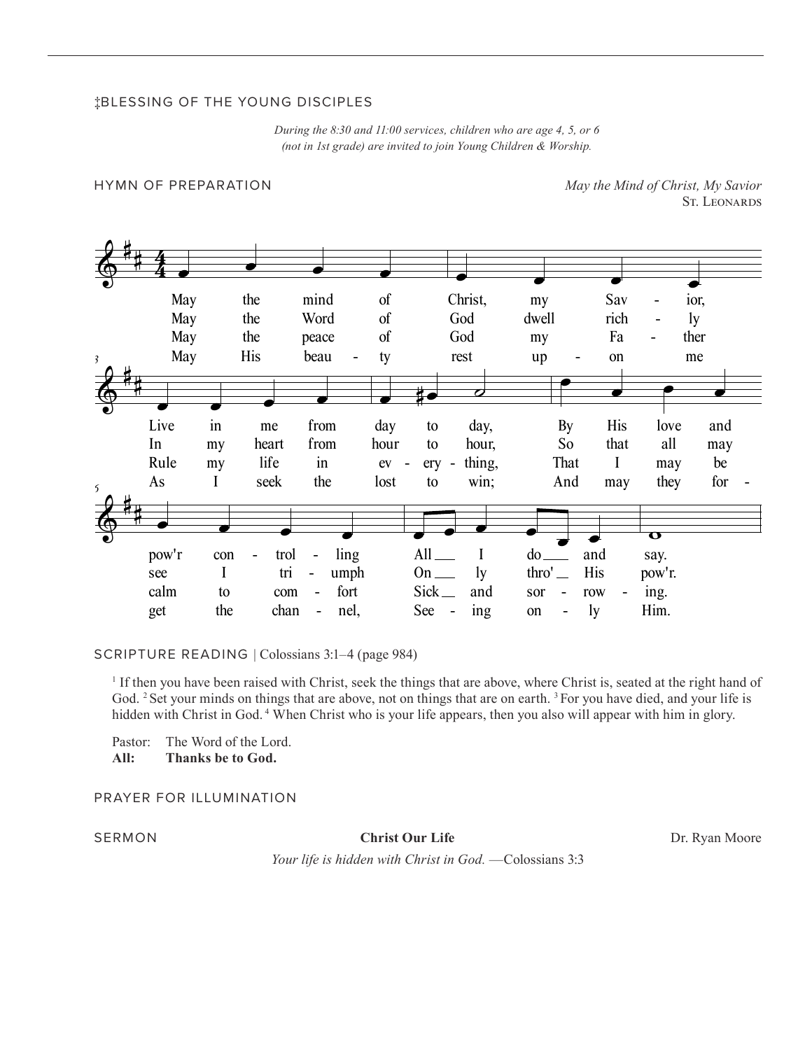‡BLESSING OF THE YOUNG DISCIPLES

*During the 8:30 and 11:00 services, children who are age 4, 5, or 6 (not in 1st grade) are invited to join Young Children & Worship.*

HYMN OF PREPARATION *May the Mind of Christ, My Savior*
ST. LEONARDS

May the mind of Christ, my Savior, Live in me from day to day, By His love and pow'r controlling All I do and say.

May the Word of God dwell richly In my heart from hour to hour, So that all may see I triumph Only thro' His pow'r.

May the peace of God my Father Rule my life in everything, That I may be calm to comfort Sick and sorrowing.

May His beauty rest upon me As I seek the lost to win; And may they forget the channel, Seeing only Him.

SCRIPTURE READING | Colossians 3:1–4 (page 984)

[1] If then you have been raised with Christ, seek the things that are above, where Christ is, seated at the right hand of God. [2] Set your minds on things that are above, not on things that are on earth. [3] For you have died, and your life is hidden with Christ in God. [4] When Christ who is your life appears, then you also will appear with him in glory.

Pastor: The Word of the Lord.
**All: Thanks be to God.**

PRAYER FOR ILLUMINATION

SERMON **Christ Our Life** Dr. Ryan Moore

*Your life is hidden with Christ in God.* —Colossians 3:3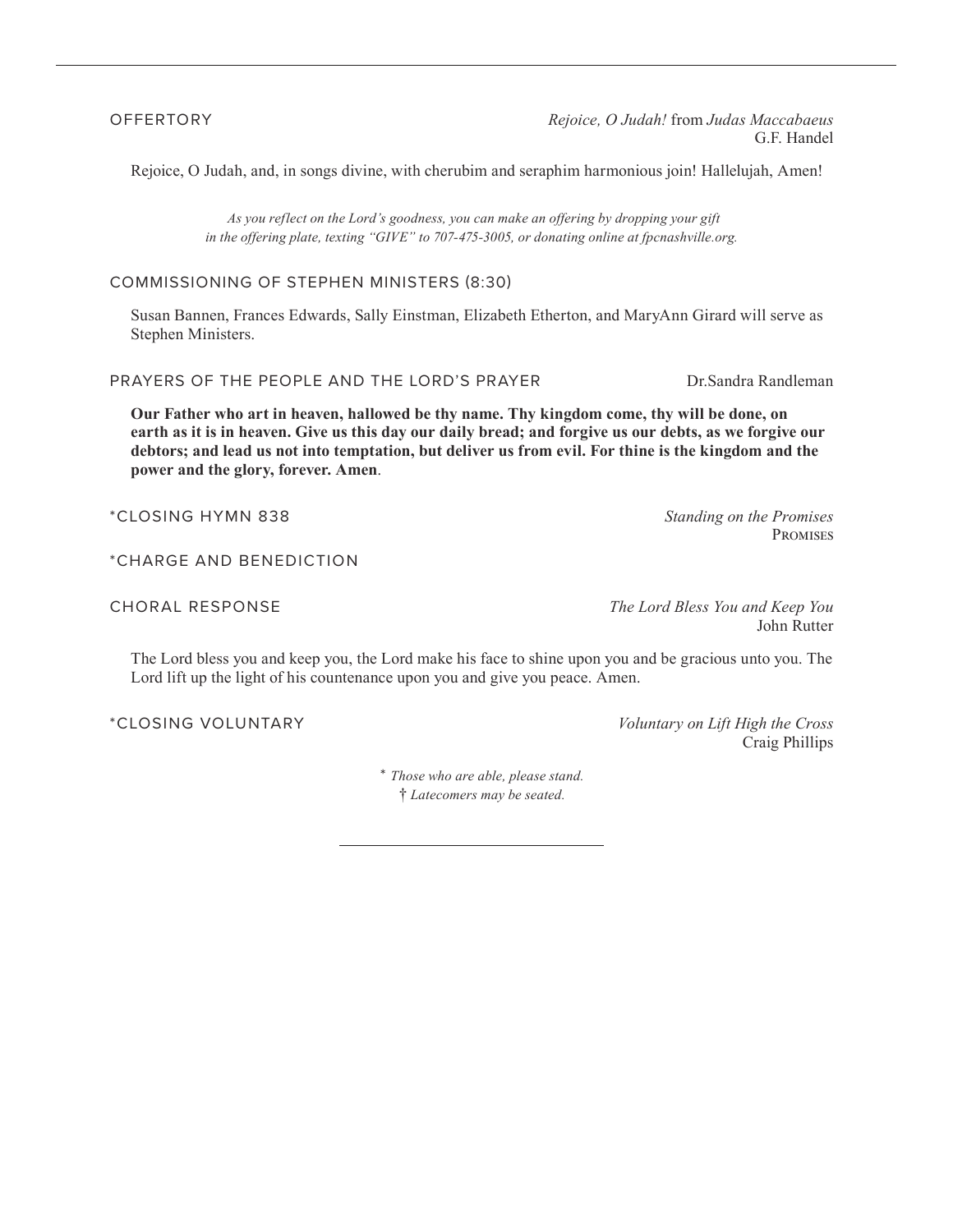OFFERTORY *Rejoice, O Judah!* from *Judas Maccabaeus*
G.F. Handel

Rejoice, O Judah, and, in songs divine, with cherubim and seraphim harmonious join! Hallelujah, Amen!

*As you reflect on the Lord's goodness, you can make an offering by dropping your gift in the offering plate, texting "GIVE" to 707-475-3005, or donating online at fpcnashville.org.*

COMMISSIONING OF STEPHEN MINISTERS (8:30)

Susan Bannen, Frances Edwards, Sally Einstman, Elizabeth Etherton, and MaryAnn Girard will serve as Stephen Ministers.

PRAYERS OF THE PEOPLE AND THE LORD'S PRAYER Dr.Sandra Randleman

**Our Father who art in heaven, hallowed be thy name. Thy kingdom come, thy will be done, on earth as it is in heaven. Give us this day our daily bread; and forgive us our debts, as we forgive our debtors; and lead us not into temptation, but deliver us from evil. For thine is the kingdom and the power and the glory, forever. Amen**.

*CLOSING HYMN 838 *Standing on the Promises*
PROMISES

*CHARGE AND BENEDICTION

CHORAL RESPONSE *The Lord Bless You and Keep You*
John Rutter

The Lord bless you and keep you, the Lord make his face to shine upon you and be gracious unto you. The Lord lift up the light of his countenance upon you and give you peace. Amen.

*CLOSING VOLUNTARY *Voluntary on Lift High the Cross*
Craig Phillips

\* *Those who are able, please stand.*
† *Latecomers may be seated.*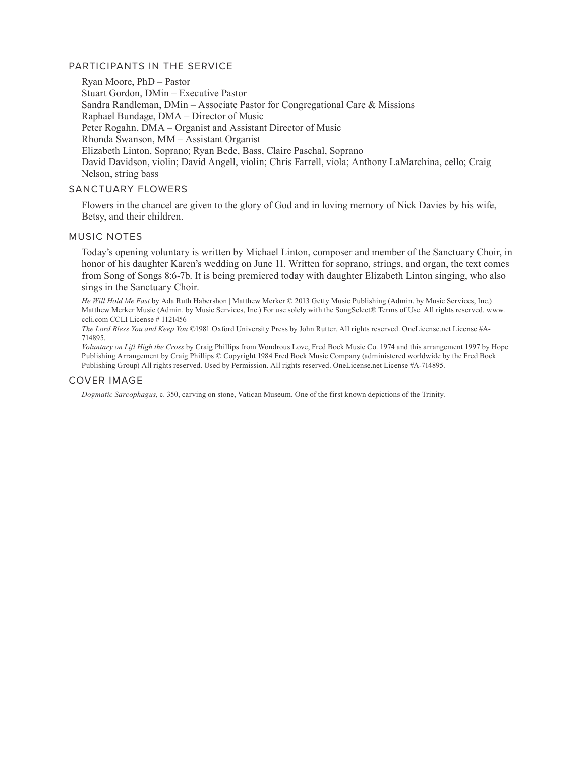## PARTICIPANTS IN THE SERVICE

Ryan Moore, PhD – Pastor
Stuart Gordon, DMin – Executive Pastor
Sandra Randleman, DMin – Associate Pastor for Congregational Care & Missions
Raphael Bundage, DMA – Director of Music
Peter Rogahn, DMA – Organist and Assistant Director of Music
Rhonda Swanson, MM – Assistant Organist
Elizabeth Linton, Soprano; Ryan Bede, Bass, Claire Paschal, Soprano
David Davidson, violin; David Angell, violin; Chris Farrell, viola; Anthony LaMarchina, cello; Craig Nelson, string bass

## SANCTUARY FLOWERS

Flowers in the chancel are given to the glory of God and in loving memory of Nick Davies by his wife, Betsy, and their children.

## MUSIC NOTES

Today's opening voluntary is written by Michael Linton, composer and member of the Sanctuary Choir, in honor of his daughter Karen's wedding on June 11. Written for soprano, strings, and organ, the text comes from Song of Songs 8:6-7b. It is being premiered today with daughter Elizabeth Linton singing, who also sings in the Sanctuary Choir.

*He Will Hold Me Fast* by Ada Ruth Habershon | Matthew Merker © 2013 Getty Music Publishing (Admin. by Music Services, Inc.) Matthew Merker Music (Admin. by Music Services, Inc.) For use solely with the SongSelect® Terms of Use. All rights reserved. www.ccli.com CCLI License # 1121456

*The Lord Bless You and Keep You* ©1981 Oxford University Press by John Rutter. All rights reserved. OneLicense.net License #A-714895.

*Voluntary on Lift High the Cross* by Craig Phillips from Wondrous Love, Fred Bock Music Co. 1974 and this arrangement 1997 by Hope Publishing Arrangement by Craig Phillips © Copyright 1984 Fred Bock Music Company (administered worldwide by the Fred Bock Publishing Group) All rights reserved. Used by Permission. All rights reserved. OneLicense.net License #A-714895.

## COVER IMAGE

*Dogmatic Sarcophagus*, c. 350, carving on stone, Vatican Museum. One of the first known depictions of the Trinity.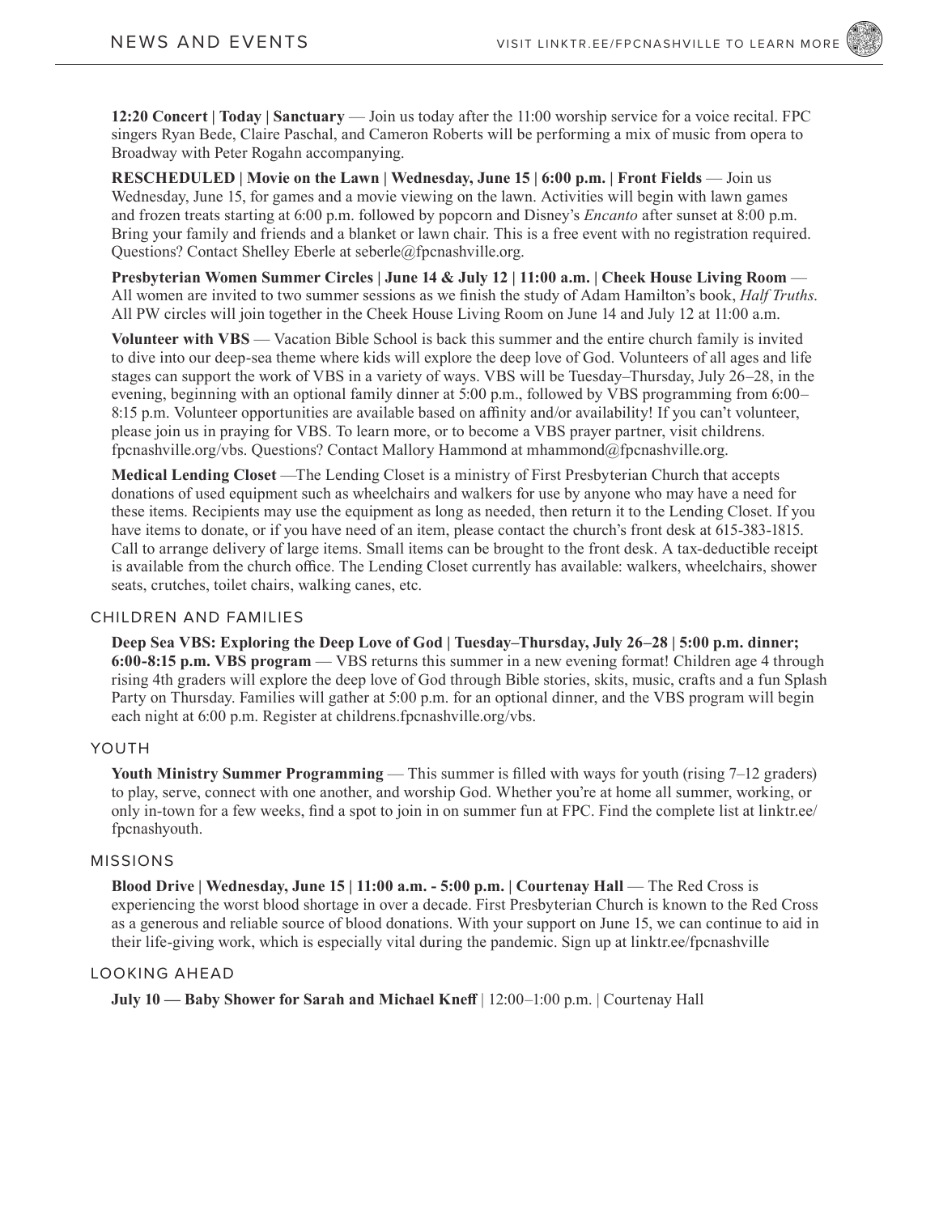# NEWS AND EVENTS

**12:20 Concert | Today | Sanctuary** — Join us today after the 11:00 worship service for a voice recital. FPC singers Ryan Bede, Claire Paschal, and Cameron Roberts will be performing a mix of music from opera to Broadway with Peter Rogahn accompanying.

**RESCHEDULED | Movie on the Lawn | Wednesday, June 15 | 6:00 p.m. | Front Fields** — Join us Wednesday, June 15, for games and a movie viewing on the lawn. Activities will begin with lawn games and frozen treats starting at 6:00 p.m. followed by popcorn and Disney's *Encanto* after sunset at 8:00 p.m. Bring your family and friends and a blanket or lawn chair. This is a free event with no registration required. Questions? Contact Shelley Eberle at seberle@fpcnashville.org.

**Presbyterian Women Summer Circles | June 14 & July 12 | 11:00 a.m. | Cheek House Living Room** — All women are invited to two summer sessions as we finish the study of Adam Hamilton's book, *Half Truths*. All PW circles will join together in the Cheek House Living Room on June 14 and July 12 at 11:00 a.m.

**Volunteer with VBS** — Vacation Bible School is back this summer and the entire church family is invited to dive into our deep-sea theme where kids will explore the deep love of God. Volunteers of all ages and life stages can support the work of VBS in a variety of ways. VBS will be Tuesday–Thursday, July 26–28, in the evening, beginning with an optional family dinner at 5:00 p.m., followed by VBS programming from 6:00–8:15 p.m. Volunteer opportunities are available based on affinity and/or availability! If you can't volunteer, please join us in praying for VBS. To learn more, or to become a VBS prayer partner, visit childrens.fpcnashville.org/vbs. Questions? Contact Mallory Hammond at mhammond@fpcnashville.org.

**Medical Lending Closet** —The Lending Closet is a ministry of First Presbyterian Church that accepts donations of used equipment such as wheelchairs and walkers for use by anyone who may have a need for these items. Recipients may use the equipment as long as needed, then return it to the Lending Closet. If you have items to donate, or if you have need of an item, please contact the church's front desk at 615-383-1815. Call to arrange delivery of large items. Small items can be brought to the front desk. A tax-deductible receipt is available from the church office. The Lending Closet currently has available: walkers, wheelchairs, shower seats, crutches, toilet chairs, walking canes, etc.

## CHILDREN AND FAMILIES

**Deep Sea VBS: Exploring the Deep Love of God | Tuesday–Thursday, July 26–28 | 5:00 p.m. dinner; 6:00-8:15 p.m. VBS program** — VBS returns this summer in a new evening format! Children age 4 through rising 4th graders will explore the deep love of God through Bible stories, skits, music, crafts and a fun Splash Party on Thursday. Families will gather at 5:00 p.m. for an optional dinner, and the VBS program will begin each night at 6:00 p.m. Register at childrens.fpcnashville.org/vbs.

## YOUTH

**Youth Ministry Summer Programming** — This summer is filled with ways for youth (rising 7–12 graders) to play, serve, connect with one another, and worship God. Whether you're at home all summer, working, or only in-town for a few weeks, find a spot to join in on summer fun at FPC. Find the complete list at linktr.ee/fpcnashyouth.

## MISSIONS

**Blood Drive | Wednesday, June 15 | 11:00 a.m. - 5:00 p.m. | Courtenay Hall** — The Red Cross is experiencing the worst blood shortage in over a decade. First Presbyterian Church is known to the Red Cross as a generous and reliable source of blood donations. With your support on June 15, we can continue to aid in their life-giving work, which is especially vital during the pandemic. Sign up at linktr.ee/fpcnashville

## LOOKING AHEAD

**July 10 — Baby Shower for Sarah and Michael Kneff** | 12:00–1:00 p.m. | Courtenay Hall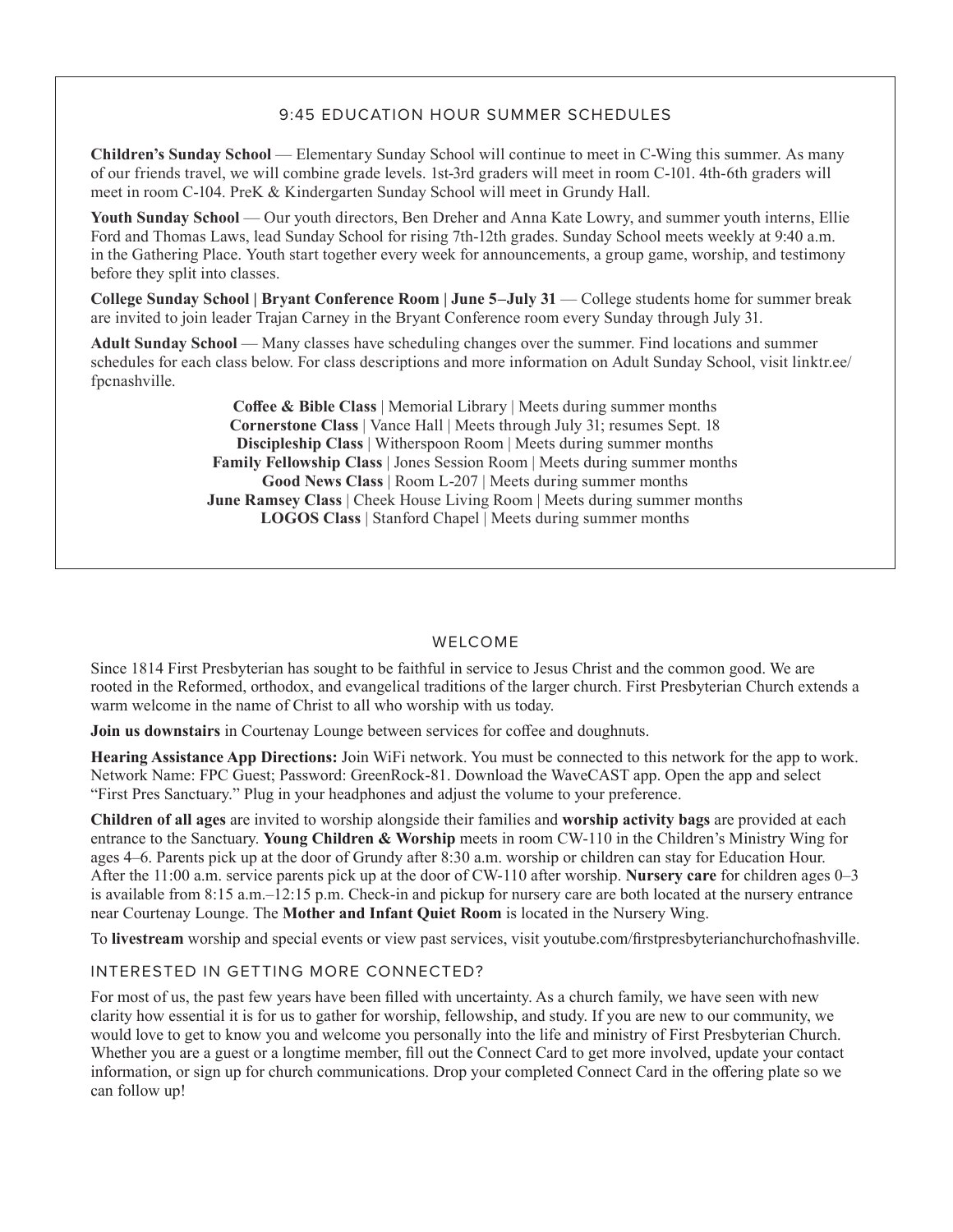## 9:45 EDUCATION HOUR SUMMER SCHEDULES

**Children's Sunday School** — Elementary Sunday School will continue to meet in C-Wing this summer. As many of our friends travel, we will combine grade levels. 1st-3rd graders will meet in room C-101. 4th-6th graders will meet in room C-104. PreK & Kindergarten Sunday School will meet in Grundy Hall.

**Youth Sunday School** — Our youth directors, Ben Dreher and Anna Kate Lowry, and summer youth interns, Ellie Ford and Thomas Laws, lead Sunday School for rising 7th-12th grades. Sunday School meets weekly at 9:40 a.m. in the Gathering Place. Youth start together every week for announcements, a group game, worship, and testimony before they split into classes.

**College Sunday School | Bryant Conference Room | June 5–July 31** — College students home for summer break are invited to join leader Trajan Carney in the Bryant Conference room every Sunday through July 31.

**Adult Sunday School** — Many classes have scheduling changes over the summer. Find locations and summer schedules for each class below. For class descriptions and more information on Adult Sunday School, visit linktr.ee/fpcnashville.

**Coffee & Bible Class** | Memorial Library | Meets during summer months
**Cornerstone Class** | Vance Hall | Meets through July 31; resumes Sept. 18
**Discipleship Class** | Witherspoon Room | Meets during summer months
**Family Fellowship Class** | Jones Session Room | Meets during summer months
**Good News Class** | Room L-207 | Meets during summer months
**June Ramsey Class** | Cheek House Living Room | Meets during summer months
**LOGOS Class** | Stanford Chapel | Meets during summer months

## WELCOME

Since 1814 First Presbyterian has sought to be faithful in service to Jesus Christ and the common good. We are rooted in the Reformed, orthodox, and evangelical traditions of the larger church. First Presbyterian Church extends a warm welcome in the name of Christ to all who worship with us today.

**Join us downstairs** in Courtenay Lounge between services for coffee and doughnuts.

**Hearing Assistance App Directions:** Join WiFi network. You must be connected to this network for the app to work. Network Name: FPC Guest; Password: GreenRock-81. Download the WaveCAST app. Open the app and select "First Pres Sanctuary." Plug in your headphones and adjust the volume to your preference.

**Children of all ages** are invited to worship alongside their families and **worship activity bags** are provided at each entrance to the Sanctuary. **Young Children & Worship** meets in room CW-110 in the Children's Ministry Wing for ages 4–6. Parents pick up at the door of Grundy after 8:30 a.m. worship or children can stay for Education Hour. After the 11:00 a.m. service parents pick up at the door of CW-110 after worship. **Nursery care** for children ages 0–3 is available from 8:15 a.m.–12:15 p.m. Check-in and pickup for nursery care are both located at the nursery entrance near Courtenay Lounge. The **Mother and Infant Quiet Room** is located in the Nursery Wing.

To **livestream** worship and special events or view past services, visit youtube.com/firstpresbyterianchurchofnashville.

### INTERESTED IN GETTING MORE CONNECTED?

For most of us, the past few years have been filled with uncertainty. As a church family, we have seen with new clarity how essential it is for us to gather for worship, fellowship, and study. If you are new to our community, we would love to get to know you and welcome you personally into the life and ministry of First Presbyterian Church. Whether you are a guest or a longtime member, fill out the Connect Card to get more involved, update your contact information, or sign up for church communications. Drop your completed Connect Card in the offering plate so we can follow up!